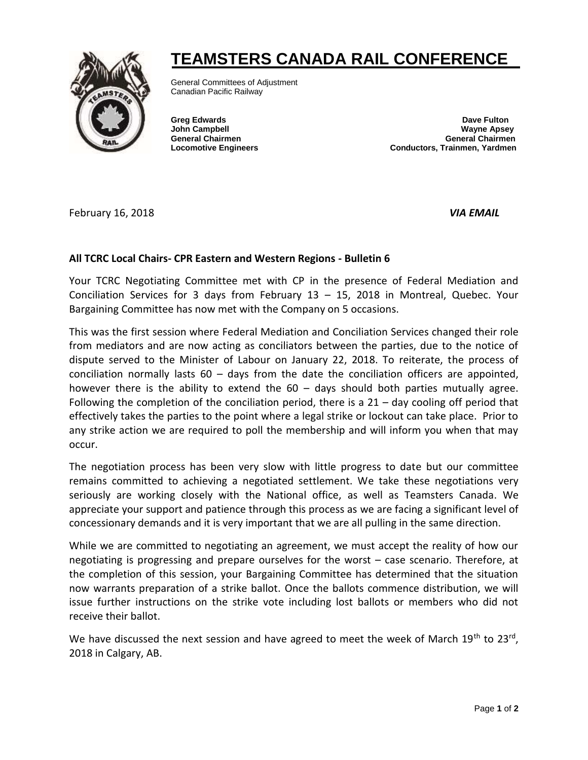# TEAMSTERS CANADA RAIL CONFERENCE

General Committees of Adjustment
Canadian Pacific Railway

**Greg Edwards**
**John Campbell**
**General Chairmen**
**Locomotive Engineers**

**Dave Fulton**
**Wayne Apsey**
**General Chairmen**
**Conductors, Trainmen, Yardmen**

February 16, 2018 ***VIA EMAIL***

**All TCRC Local Chairs- CPR Eastern and Western Regions - Bulletin 6**

Your TCRC Negotiating Committee met with CP in the presence of Federal Mediation and Conciliation Services for 3 days from February 13 – 15, 2018 in Montreal, Quebec. Your Bargaining Committee has now met with the Company on 5 occasions.

This was the first session where Federal Mediation and Conciliation Services changed their role from mediators and are now acting as conciliators between the parties, due to the notice of dispute served to the Minister of Labour on January 22, 2018. To reiterate, the process of conciliation normally lasts 60 – days from the date the conciliation officers are appointed, however there is the ability to extend the 60 – days should both parties mutually agree. Following the completion of the conciliation period, there is a 21 – day cooling off period that effectively takes the parties to the point where a legal strike or lockout can take place. Prior to any strike action we are required to poll the membership and will inform you when that may occur.

The negotiation process has been very slow with little progress to date but our committee remains committed to achieving a negotiated settlement. We take these negotiations very seriously are working closely with the National office, as well as Teamsters Canada. We appreciate your support and patience through this process as we are facing a significant level of concessionary demands and it is very important that we are all pulling in the same direction.

While we are committed to negotiating an agreement, we must accept the reality of how our negotiating is progressing and prepare ourselves for the worst – case scenario. Therefore, at the completion of this session, your Bargaining Committee has determined that the situation now warrants preparation of a strike ballot. Once the ballots commence distribution, we will issue further instructions on the strike vote including lost ballots or members who did not receive their ballot.

We have discussed the next session and have agreed to meet the week of March 19th to 23rd, 2018 in Calgary, AB.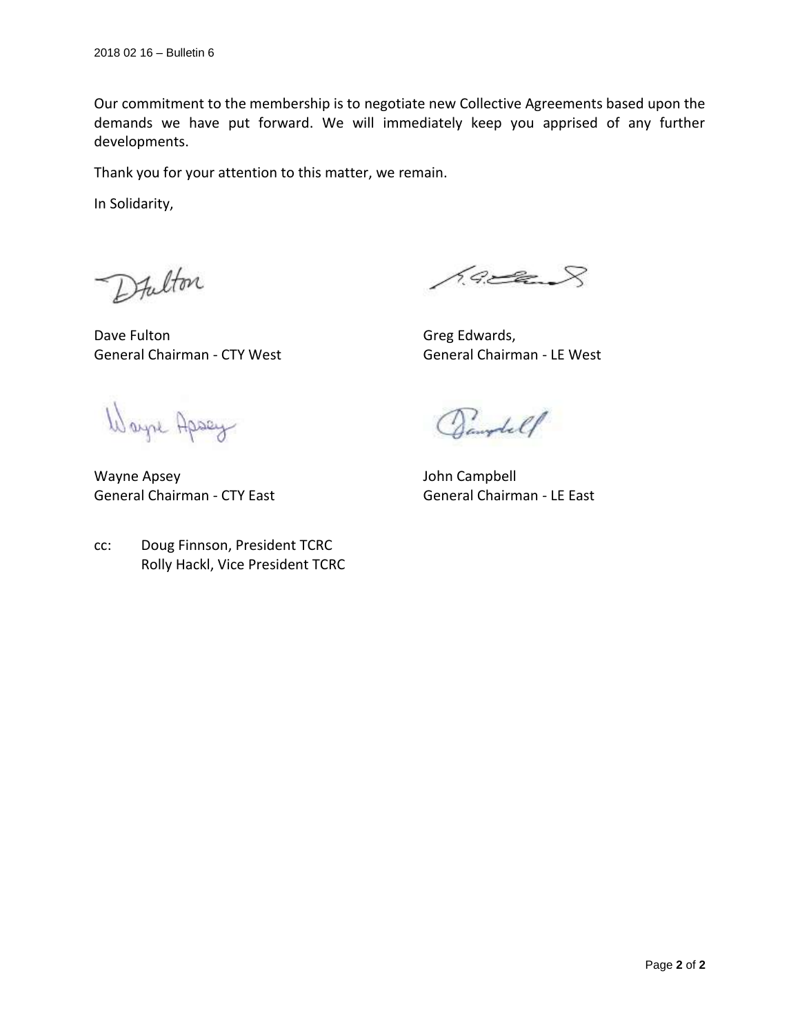Our commitment to the membership is to negotiate new Collective Agreements based upon the demands we have put forward. We will immediately keep you apprised of any further developments.

Thank you for your attention to this matter, we remain.

In Solidarity,

Dave Fulton
General Chairman - CTY West

Greg Edwards,
General Chairman - LE West

Wayne Apsey
General Chairman - CTY East

John Campbell
General Chairman - LE East

cc: Doug Finnson, President TCRC
Rolly Hackl, Vice President TCRC